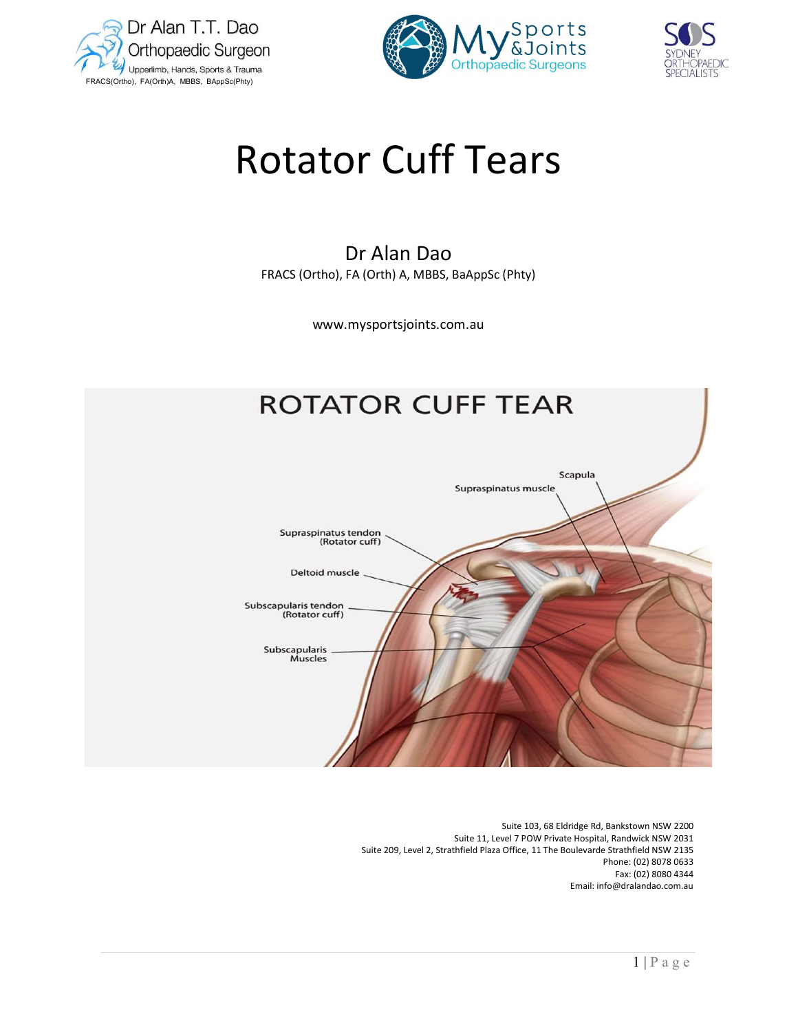Dr Alan T.T. Dao
Orthopaedic Surgeon
Upperlimb, Hands, Sports & Trauma
FRACS(Ortho), FA(Orth)A, MBBS, BAppSc(Phty)

My Sports & Joints Orthopaedic Surgeons

SOS Sydney Orthopaedic Specialists

# Rotator Cuff Tears

Dr Alan Dao
FRACS (Ortho), FA (Orth) A, MBBS, BaAppSc (Phty)

www.mysportsjoints.com.au

ROTATOR CUFF TEAR

Scapula
Supraspinatus muscle
Supraspinatus tendon (Rotator cuff)
Deltoid muscle
Subscapularis tendon (Rotator cuff)
Subscapularis Muscles

Suite 103, 68 Eldridge Rd, Bankstown NSW 2200
Suite 11, Level 7 POW Private Hospital, Randwick NSW 2031
Suite 209, Level 2, Strathfield Plaza Office, 11 The Boulevarde Strathfield NSW 2135
Phone: (02) 8078 0633
Fax: (02) 8080 4344
Email: info@dralandao.com.au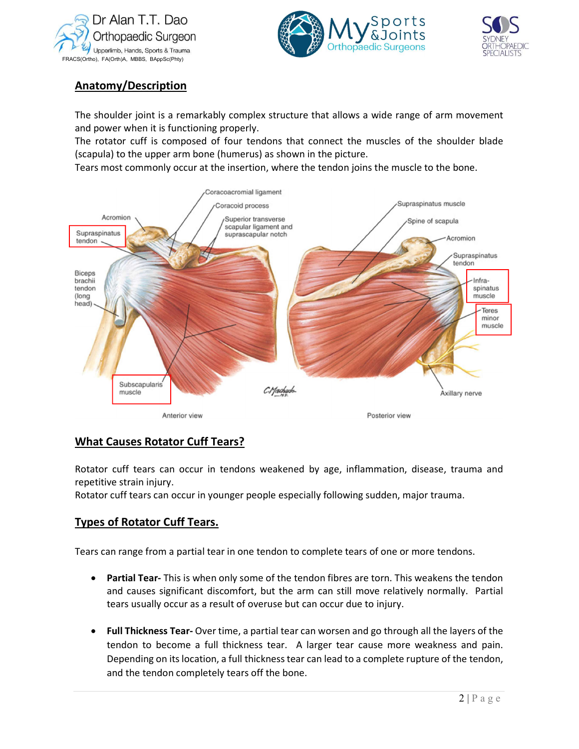## Anatomy/Description

The shoulder joint is a remarkably complex structure that allows a wide range of arm movement and power when it is functioning properly.
The rotator cuff is composed of four tendons that connect the muscles of the shoulder blade (scapula) to the upper arm bone (humerus) as shown in the picture.
Tears most commonly occur at the insertion, where the tendon joins the muscle to the bone.

## What Causes Rotator Cuff Tears?

Rotator cuff tears can occur in tendons weakened by age, inflammation, disease, trauma and repetitive strain injury.
Rotator cuff tears can occur in younger people especially following sudden, major trauma.

## Types of Rotator Cuff Tears.

Tears can range from a partial tear in one tendon to complete tears of one or more tendons.

- **Partial Tear-** This is when only some of the tendon fibres are torn. This weakens the tendon and causes significant discomfort, but the arm can still move relatively normally. Partial tears usually occur as a result of overuse but can occur due to injury.

- **Full Thickness Tear-** Over time, a partial tear can worsen and go through all the layers of the tendon to become a full thickness tear. A larger tear cause more weakness and pain. Depending on its location, a full thickness tear can lead to a complete rupture of the tendon, and the tendon completely tears off the bone.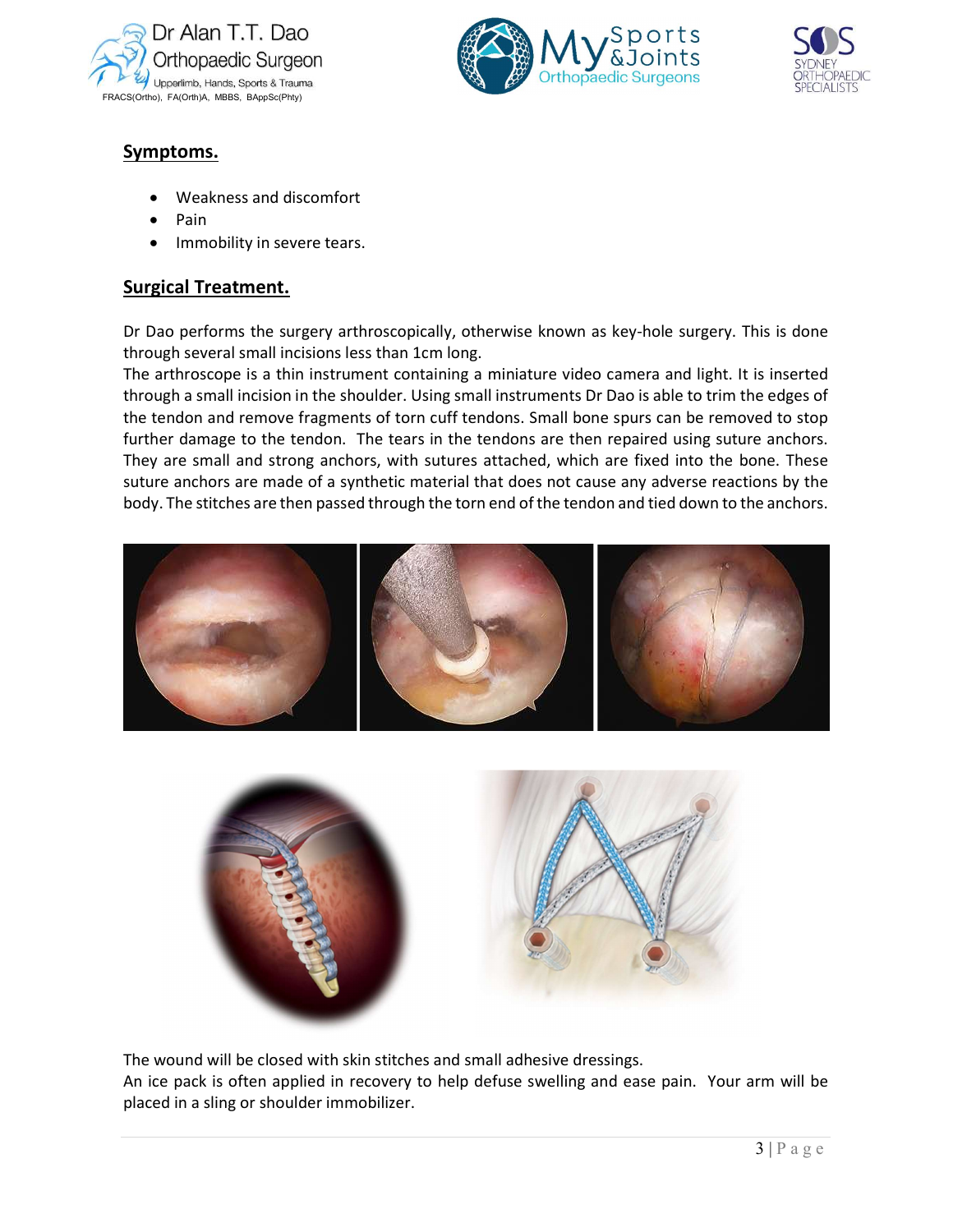## Symptoms.

- Weakness and discomfort
- Pain
- Immobility in severe tears.

## Surgical Treatment.

Dr Dao performs the surgery arthroscopically, otherwise known as key-hole surgery. This is done through several small incisions less than 1cm long.

The arthroscope is a thin instrument containing a miniature video camera and light. It is inserted through a small incision in the shoulder. Using small instruments Dr Dao is able to trim the edges of the tendon and remove fragments of torn cuff tendons. Small bone spurs can be removed to stop further damage to the tendon. The tears in the tendons are then repaired using suture anchors. They are small and strong anchors, with sutures attached, which are fixed into the bone. These suture anchors are made of a synthetic material that does not cause any adverse reactions by the body. The stitches are then passed through the torn end of the tendon and tied down to the anchors.

The wound will be closed with skin stitches and small adhesive dressings.

An ice pack is often applied in recovery to help defuse swelling and ease pain. Your arm will be placed in a sling or shoulder immobilizer.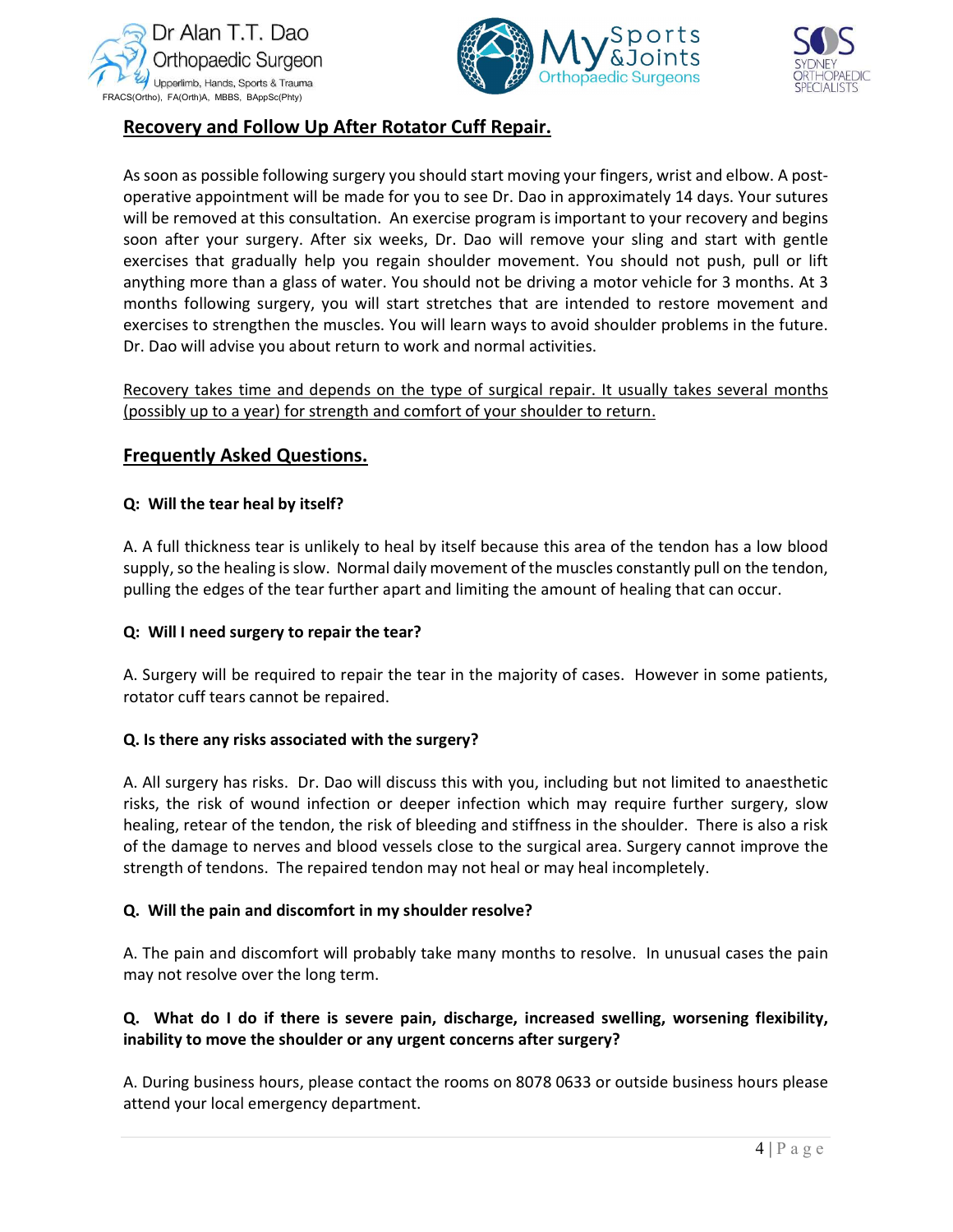## Recovery and Follow Up After Rotator Cuff Repair.

As soon as possible following surgery you should start moving your fingers, wrist and elbow. A post-operative appointment will be made for you to see Dr. Dao in approximately 14 days. Your sutures will be removed at this consultation. An exercise program is important to your recovery and begins soon after your surgery. After six weeks, Dr. Dao will remove your sling and start with gentle exercises that gradually help you regain shoulder movement. You should not push, pull or lift anything more than a glass of water. You should not be driving a motor vehicle for 3 months. At 3 months following surgery, you will start stretches that are intended to restore movement and exercises to strengthen the muscles. You will learn ways to avoid shoulder problems in the future. Dr. Dao will advise you about return to work and normal activities.

<u>Recovery takes time and depends on the type of surgical repair. It usually takes several months (possibly up to a year) for strength and comfort of your shoulder to return.</u>

## Frequently Asked Questions.

**Q: Will the tear heal by itself?**

A. A full thickness tear is unlikely to heal by itself because this area of the tendon has a low blood supply, so the healing is slow. Normal daily movement of the muscles constantly pull on the tendon, pulling the edges of the tear further apart and limiting the amount of healing that can occur.

**Q: Will I need surgery to repair the tear?**

A. Surgery will be required to repair the tear in the majority of cases. However in some patients, rotator cuff tears cannot be repaired.

**Q. Is there any risks associated with the surgery?**

A. All surgery has risks. Dr. Dao will discuss this with you, including but not limited to anaesthetic risks, the risk of wound infection or deeper infection which may require further surgery, slow healing, retear of the tendon, the risk of bleeding and stiffness in the shoulder. There is also a risk of the damage to nerves and blood vessels close to the surgical area. Surgery cannot improve the strength of tendons. The repaired tendon may not heal or may heal incompletely.

**Q. Will the pain and discomfort in my shoulder resolve?**

A. The pain and discomfort will probably take many months to resolve. In unusual cases the pain may not resolve over the long term.

**Q. What do I do if there is severe pain, discharge, increased swelling, worsening flexibility, inability to move the shoulder or any urgent concerns after surgery?**

A. During business hours, please contact the rooms on 8078 0633 or outside business hours please attend your local emergency department.